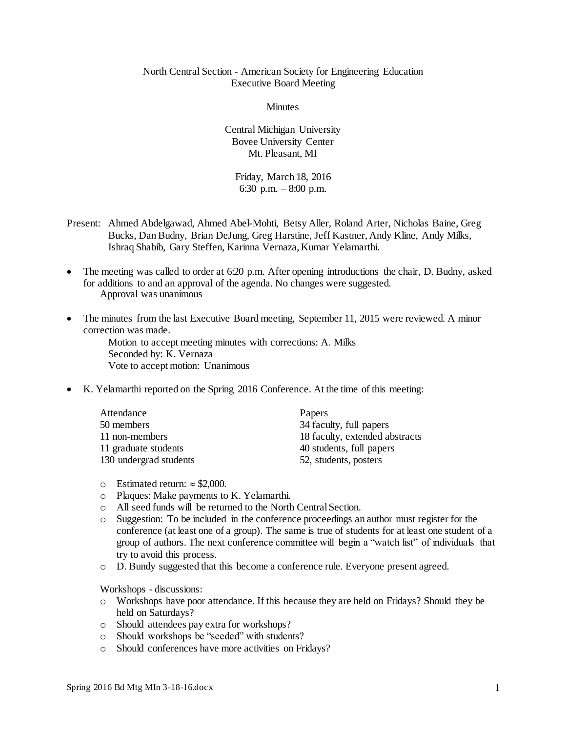North Central Section - American Society for Engineering Education
Executive Board Meeting

Minutes

Central Michigan University
Bovee University Center
Mt. Pleasant, MI

Friday, March 18, 2016
6:30 p.m. – 8:00 p.m.

Present: Ahmed Abdelgawad, Ahmed Abel-Mohti, Betsy Aller, Roland Arter, Nicholas Baine, Greg Bucks, Dan Budny, Brian DeJung, Greg Harstine, Jeff Kastner, Andy Kline, Andy Milks, Ishraq Shabib, Gary Steffen, Karinna Vernaza, Kumar Yelamarthi.

- The meeting was called to order at 6:20 p.m. After opening introductions the chair, D. Budny, asked for additions to and an approval of the agenda. No changes were suggested.
  Approval was unanimous

- The minutes from the last Executive Board meeting, September 11, 2015 were reviewed. A minor correction was made.
  Motion to accept meeting minutes with corrections: A. Milks
  Seconded by: K. Vernaza
  Vote to accept motion: Unanimous

- K. Yelamarthi reported on the Spring 2016 Conference. At the time of this meeting:

| Attendance | Papers |
|---|---|
| 50 members | 34 faculty, full papers |
| 11 non-members | 18 faculty, extended abstracts |
| 11 graduate students | 40 students, full papers |
| 130 undergrad students | 52, students, posters |

  - Estimated return: ≈ $2,000.
  - Plaques: Make payments to K. Yelamarthi.
  - All seed funds will be returned to the North Central Section.
  - Suggestion: To be included in the conference proceedings an author must register for the conference (at least one of a group). The same is true of students for at least one student of a group of authors. The next conference committee will begin a "watch list" of individuals that try to avoid this process.
  - D. Bundy suggested that this become a conference rule. Everyone present agreed.

  Workshops - discussions:
  - Workshops have poor attendance. If this because they are held on Fridays? Should they be held on Saturdays?
  - Should attendees pay extra for workshops?
  - Should workshops be "seeded" with students?
  - Should conferences have more activities on Fridays?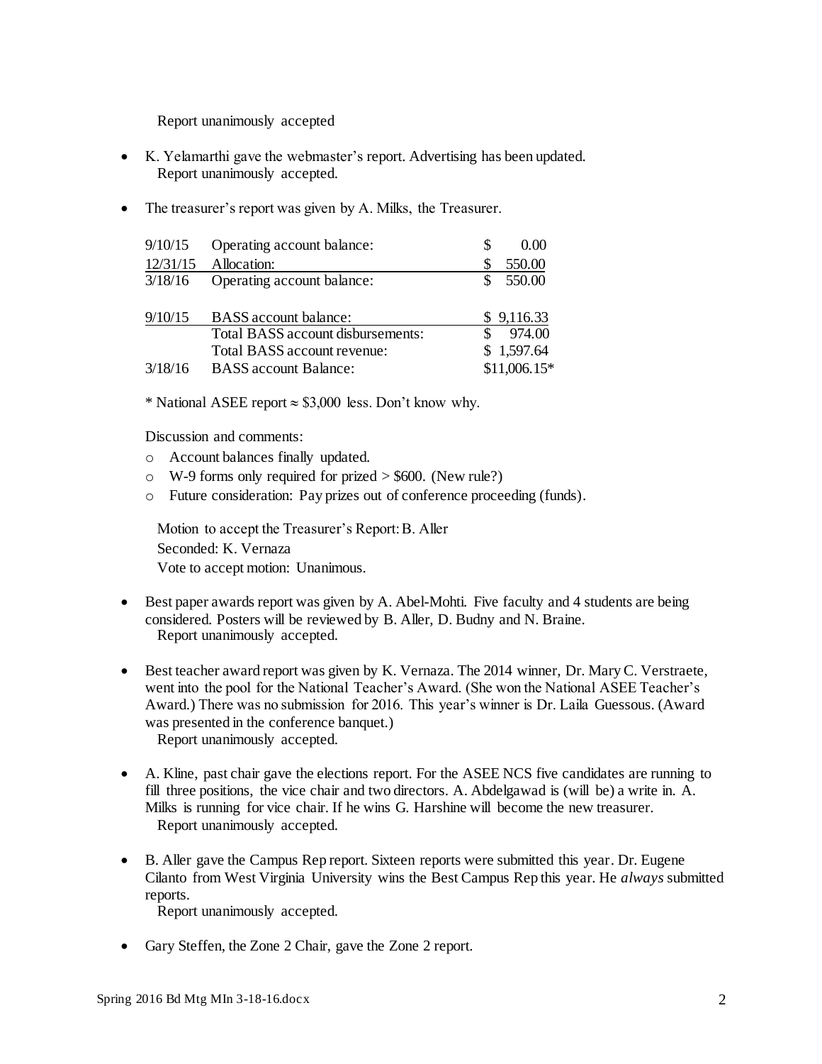Report unanimously accepted

- K. Yelamarthi gave the webmaster's report. Advertising has been updated.
  Report unanimously accepted.

- The treasurer's report was given by A. Milks, the Treasurer.

| | | |
|---|---|---|
| 9/10/15 | Operating account balance: | $ 0.00 |
| 12/31/15 | Allocation: | $ 550.00 |
| 3/18/16 | Operating account balance: | $ 550.00 |
| | | |
| 9/10/15 | BASS account balance: | $ 9,116.33 |
| | Total BASS account disbursements: | $ 974.00 |
| | Total BASS account revenue: | $ 1,597.64 |
| 3/18/16 | BASS account Balance: | $11,006.15* |

\* National ASEE report ≈ $3,000 less. Don't know why.

Discussion and comments:

- Account balances finally updated.
- W-9 forms only required for prized > $600. (New rule?)
- Future consideration: Pay prizes out of conference proceeding (funds).

Motion to accept the Treasurer's Report: B. Aller
Seconded: K. Vernaza
Vote to accept motion: Unanimous.

- Best paper awards report was given by A. Abel-Mohti. Five faculty and 4 students are being considered. Posters will be reviewed by B. Aller, D. Budny and N. Braine.
  Report unanimously accepted.

- Best teacher award report was given by K. Vernaza. The 2014 winner, Dr. Mary C. Verstraete, went into the pool for the National Teacher's Award. (She won the National ASEE Teacher's Award.) There was no submission for 2016. This year's winner is Dr. Laila Guessous. (Award was presented in the conference banquet.)
  Report unanimously accepted.

- A. Kline, past chair gave the elections report. For the ASEE NCS five candidates are running to fill three positions, the vice chair and two directors. A. Abdelgawad is (will be) a write in. A. Milks is running for vice chair. If he wins G. Harshine will become the new treasurer.
  Report unanimously accepted.

- B. Aller gave the Campus Rep report. Sixteen reports were submitted this year. Dr. Eugene Cilanto from West Virginia University wins the Best Campus Rep this year. He *always* submitted reports.
  Report unanimously accepted.

- Gary Steffen, the Zone 2 Chair, gave the Zone 2 report.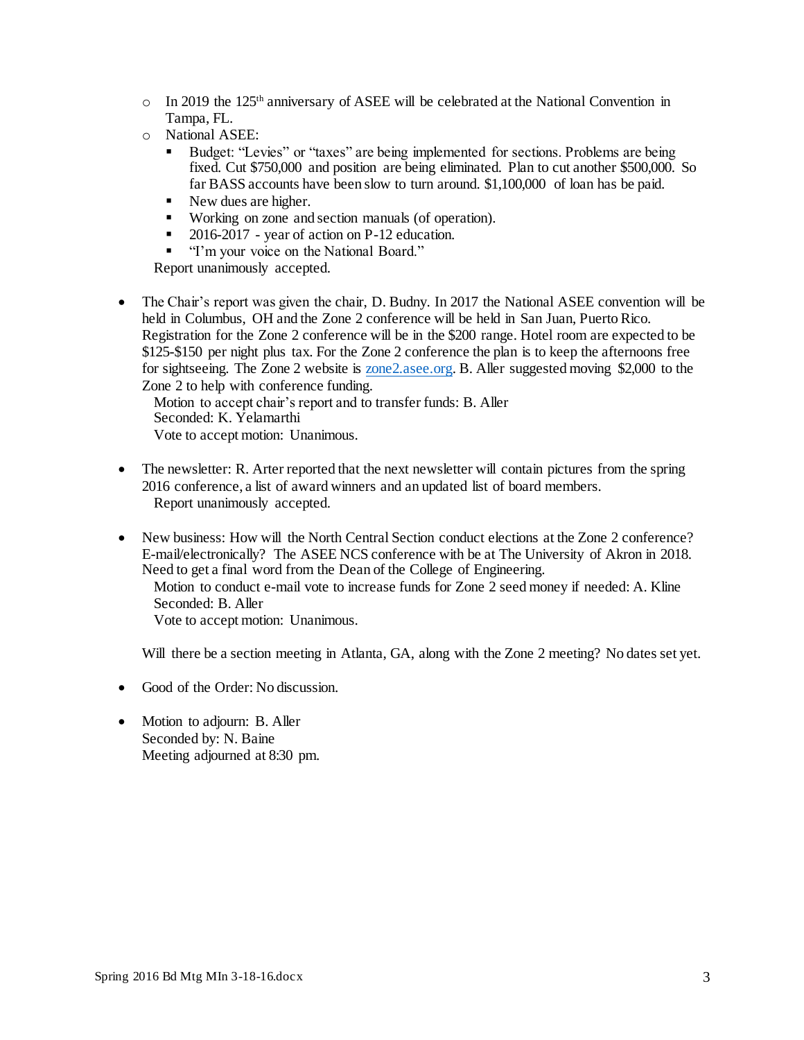- In 2019 the 125th anniversary of ASEE will be celebrated at the National Convention in Tampa, FL.
- National ASEE:
  - Budget: "Levies" or "taxes" are being implemented for sections. Problems are being fixed. Cut $750,000 and position are being eliminated. Plan to cut another $500,000. So far BASS accounts have been slow to turn around. $1,100,000 of loan has be paid.
  - New dues are higher.
  - Working on zone and section manuals (of operation).
  - 2016-2017 - year of action on P-12 education.
  - "I'm your voice on the National Board."

  Report unanimously accepted.

- The Chair's report was given the chair, D. Budny. In 2017 the National ASEE convention will be held in Columbus, OH and the Zone 2 conference will be held in San Juan, Puerto Rico. Registration for the Zone 2 conference will be in the $200 range. Hotel room are expected to be $125-$150 per night plus tax. For the Zone 2 conference the plan is to keep the afternoons free for sightseeing. The Zone 2 website is [zone2.asee.org](zone2.asee.org). B. Aller suggested moving $2,000 to the Zone 2 to help with conference funding.
  Motion to accept chair's report and to transfer funds: B. Aller
  Seconded: K. Yelamarthi
  Vote to accept motion: Unanimous.

- The newsletter: R. Arter reported that the next newsletter will contain pictures from the spring 2016 conference, a list of award winners and an updated list of board members.
  Report unanimously accepted.

- New business: How will the North Central Section conduct elections at the Zone 2 conference? E-mail/electronically? The ASEE NCS conference with be at The University of Akron in 2018. Need to get a final word from the Dean of the College of Engineering.
  Motion to conduct e-mail vote to increase funds for Zone 2 seed money if needed: A. Kline
  Seconded: B. Aller
  Vote to accept motion: Unanimous.

  Will there be a section meeting in Atlanta, GA, along with the Zone 2 meeting? No dates set yet.

- Good of the Order: No discussion.

- Motion to adjourn: B. Aller
  Seconded by: N. Baine
  Meeting adjourned at 8:30 pm.